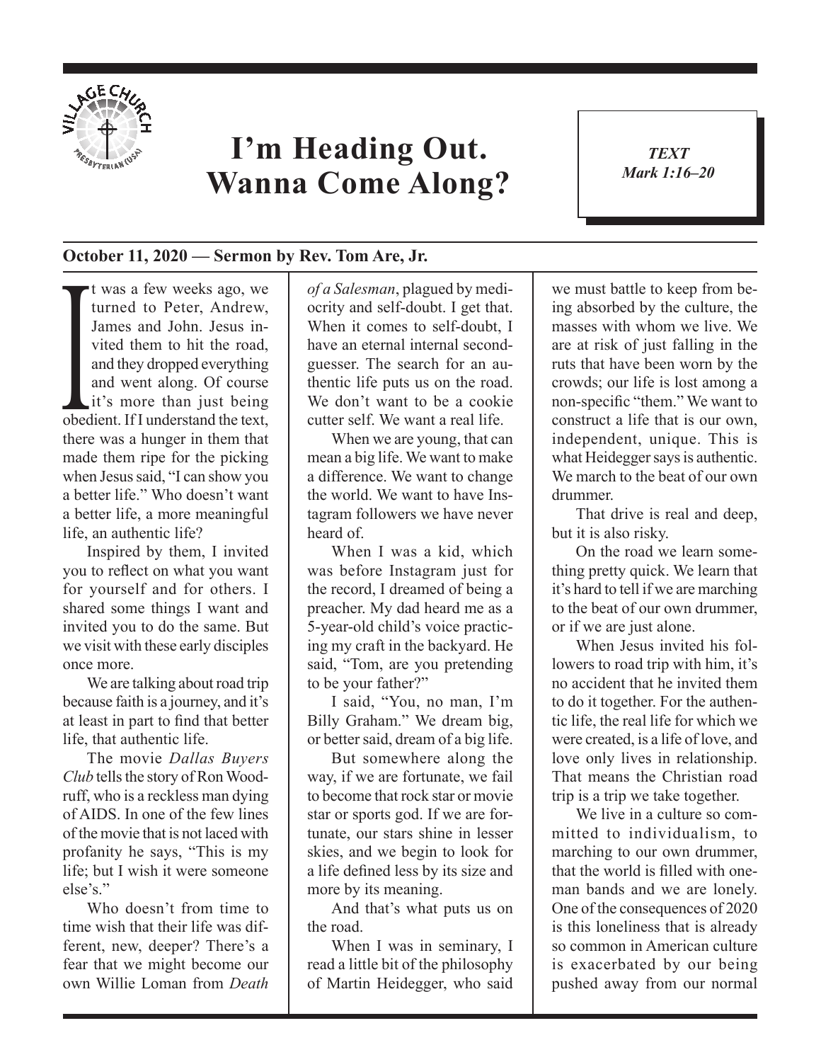# I'm Heading Out. Wanna Come Along?

*TEXT*
*Mark 1:16–20*

**October 11, 2020 — Sermon by Rev. Tom Are, Jr.**

It was a few weeks ago, we turned to Peter, Andrew, James and John. Jesus invited them to hit the road, and they dropped everything and went along. Of course it's more than just being obedient. If I understand the text, there was a hunger in them that made them ripe for the picking when Jesus said, "I can show you a better life." Who doesn't want a better life, a more meaningful life, an authentic life?

Inspired by them, I invited you to reflect on what you want for yourself and for others. I shared some things I want and invited you to do the same. But we visit with these early disciples once more.

We are talking about road trip because faith is a journey, and it's at least in part to find that better life, that authentic life.

The movie *Dallas Buyers Club* tells the story of Ron Woodruff, who is a reckless man dying of AIDS. In one of the few lines of the movie that is not laced with profanity he says, "This is my life; but I wish it were someone else's."

Who doesn't from time to time wish that their life was different, new, deeper? There's a fear that we might become our own Willie Loman from *Death of a Salesman*, plagued by mediocrity and self-doubt. I get that. When it comes to self-doubt, I have an eternal internal second-guesser. The search for an authentic life puts us on the road. We don't want to be a cookie cutter self. We want a real life.

When we are young, that can mean a big life. We want to make a difference. We want to change the world. We want to have Instagram followers we have never heard of.

When I was a kid, which was before Instagram just for the record, I dreamed of being a preacher. My dad heard me as a 5-year-old child's voice practicing my craft in the backyard. He said, "Tom, are you pretending to be your father?"

I said, "You, no man, I'm Billy Graham." We dream big, or better said, dream of a big life.

But somewhere along the way, if we are fortunate, we fail to become that rock star or movie star or sports god. If we are fortunate, our stars shine in lesser skies, and we begin to look for a life defined less by its size and more by its meaning.

And that's what puts us on the road.

When I was in seminary, I read a little bit of the philosophy of Martin Heidegger, who said we must battle to keep from being absorbed by the culture, the masses with whom we live. We are at risk of just falling in the ruts that have been worn by the crowds; our life is lost among a non-specific "them." We want to construct a life that is our own, independent, unique. This is what Heidegger says is authentic. We march to the beat of our own drummer.

That drive is real and deep, but it is also risky.

On the road we learn something pretty quick. We learn that it's hard to tell if we are marching to the beat of our own drummer, or if we are just alone.

When Jesus invited his followers to road trip with him, it's no accident that he invited them to do it together. For the authentic life, the real life for which we were created, is a life of love, and love only lives in relationship. That means the Christian road trip is a trip we take together.

We live in a culture so committed to individualism, to marching to our own drummer, that the world is filled with one-man bands and we are lonely. One of the consequences of 2020 is this loneliness that is already so common in American culture is exacerbated by our being pushed away from our normal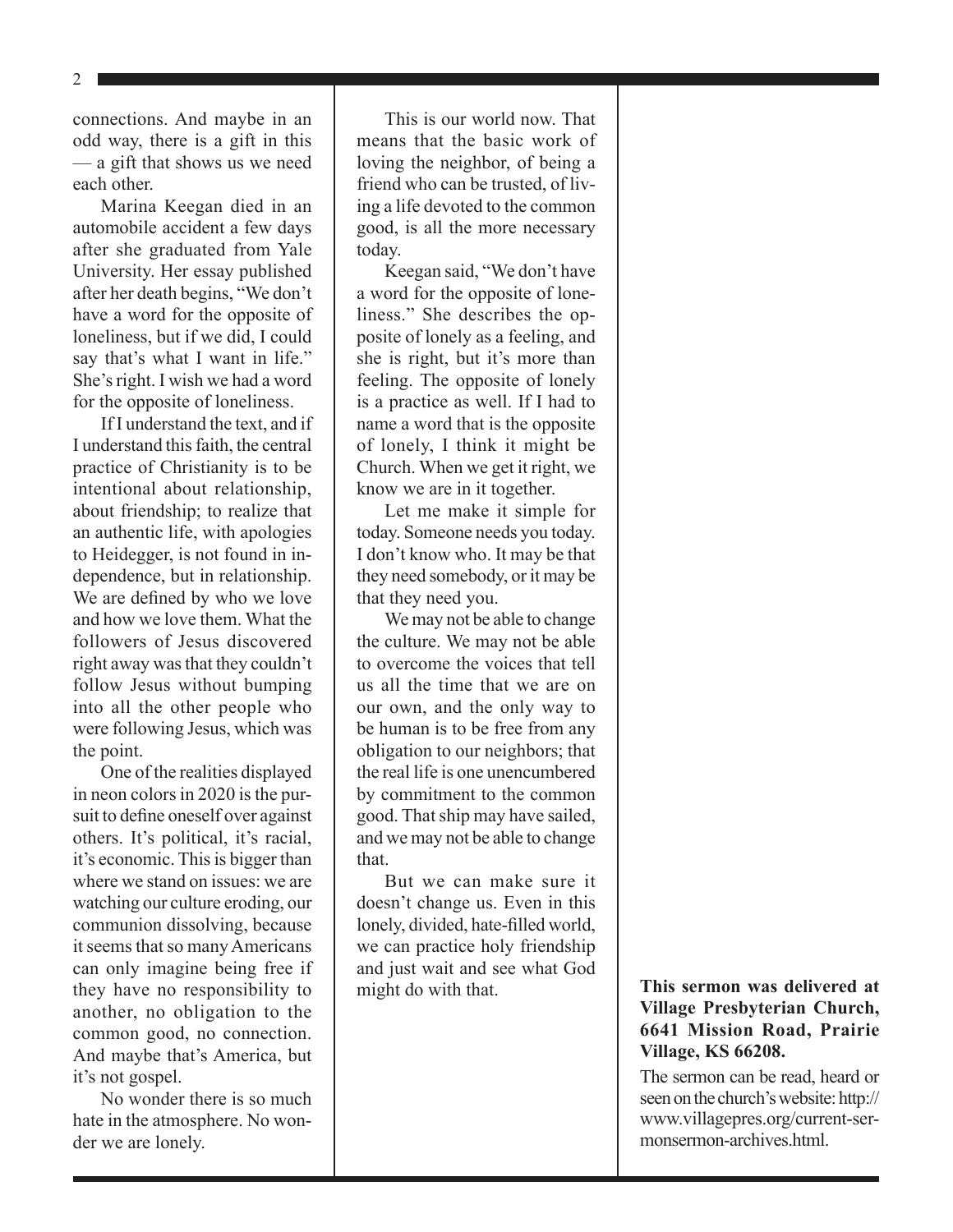connections. And maybe in an odd way, there is a gift in this — a gift that shows us we need each other.

Marina Keegan died in an automobile accident a few days after she graduated from Yale University. Her essay published after her death begins, "We don't have a word for the opposite of loneliness, but if we did, I could say that's what I want in life." She's right. I wish we had a word for the opposite of loneliness.

If I understand the text, and if I understand this faith, the central practice of Christianity is to be intentional about relationship, about friendship; to realize that an authentic life, with apologies to Heidegger, is not found in independence, but in relationship. We are defined by who we love and how we love them. What the followers of Jesus discovered right away was that they couldn't follow Jesus without bumping into all the other people who were following Jesus, which was the point.

One of the realities displayed in neon colors in 2020 is the pursuit to define oneself over against others. It's political, it's racial, it's economic. This is bigger than where we stand on issues: we are watching our culture eroding, our communion dissolving, because it seems that so many Americans can only imagine being free if they have no responsibility to another, no obligation to the common good, no connection. And maybe that's America, but it's not gospel.

No wonder there is so much hate in the atmosphere. No wonder we are lonely.

This is our world now. That means that the basic work of loving the neighbor, of being a friend who can be trusted, of living a life devoted to the common good, is all the more necessary today.

Keegan said, "We don't have a word for the opposite of loneliness." She describes the opposite of lonely as a feeling, and she is right, but it's more than feeling. The opposite of lonely is a practice as well. If I had to name a word that is the opposite of lonely, I think it might be Church. When we get it right, we know we are in it together.

Let me make it simple for today. Someone needs you today. I don't know who. It may be that they need somebody, or it may be that they need you.

We may not be able to change the culture. We may not be able to overcome the voices that tell us all the time that we are on our own, and the only way to be human is to be free from any obligation to our neighbors; that the real life is one unencumbered by commitment to the common good. That ship may have sailed, and we may not be able to change that.

But we can make sure it doesn't change us. Even in this lonely, divided, hate-filled world, we can practice holy friendship and just wait and see what God might do with that.

**This sermon was delivered at Village Presbyterian Church, 6641 Mission Road, Prairie Village, KS 66208.**

The sermon can be read, heard or seen on the church's website: http://www.villagepres.org/current-sermonsermon-archives.html.